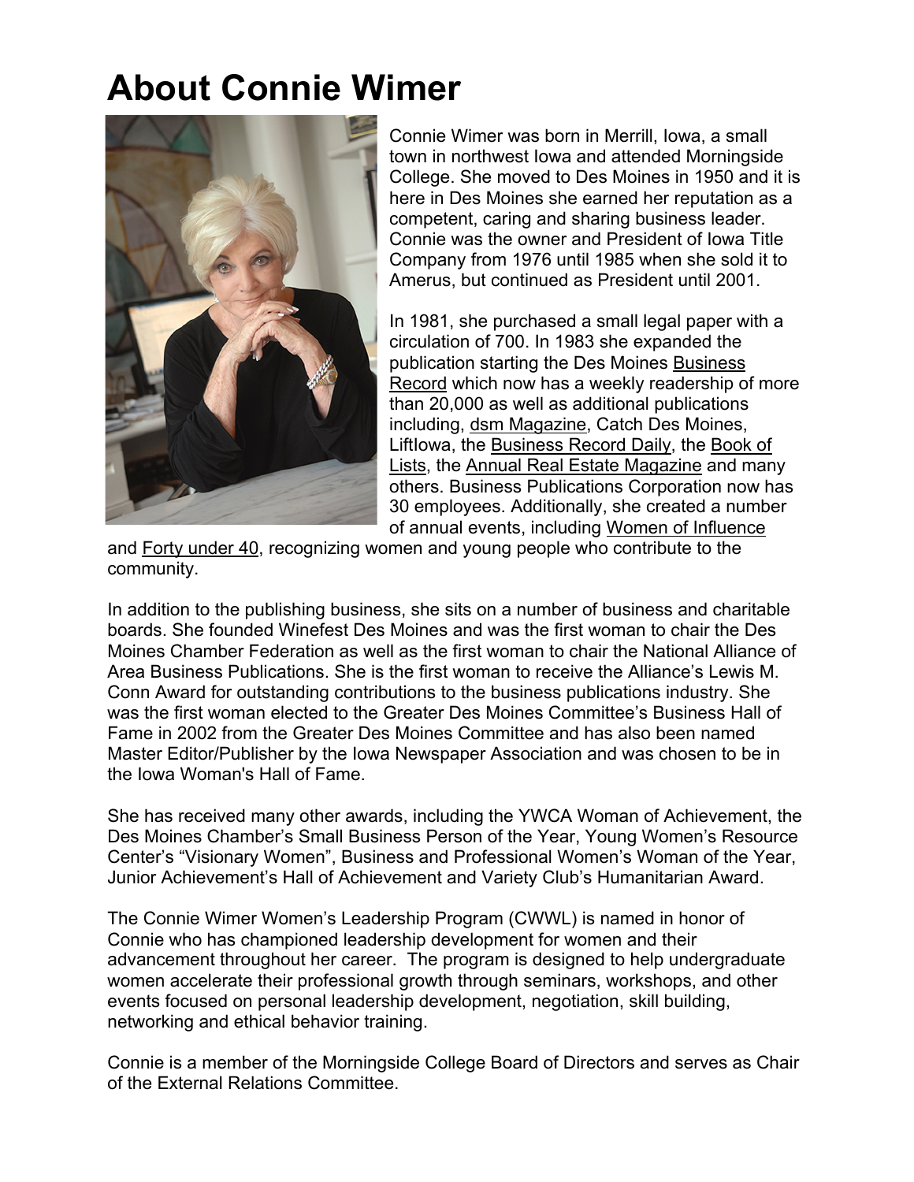# About Connie Wimer

Connie Wimer was born in Merrill, Iowa, a small town in northwest Iowa and attended Morningside College. She moved to Des Moines in 1950 and it is here in Des Moines she earned her reputation as a competent, caring and sharing business leader. Connie was the owner and President of Iowa Title Company from 1976 until 1985 when she sold it to Amerus, but continued as President until 2001.

In 1981, she purchased a small legal paper with a circulation of 700. In 1983 she expanded the publication starting the Des Moines Business Record which now has a weekly readership of more than 20,000 as well as additional publications including, dsm Magazine, Catch Des Moines, LiftIowa, the Business Record Daily, the Book of Lists, the Annual Real Estate Magazine and many others. Business Publications Corporation now has 30 employees. Additionally, she created a number of annual events, including Women of Influence and Forty under 40, recognizing women and young people who contribute to the community.

In addition to the publishing business, she sits on a number of business and charitable boards. She founded Winefest Des Moines and was the first woman to chair the Des Moines Chamber Federation as well as the first woman to chair the National Alliance of Area Business Publications. She is the first woman to receive the Alliance's Lewis M. Conn Award for outstanding contributions to the business publications industry. She was the first woman elected to the Greater Des Moines Committee's Business Hall of Fame in 2002 from the Greater Des Moines Committee and has also been named Master Editor/Publisher by the Iowa Newspaper Association and was chosen to be in the Iowa Woman's Hall of Fame.

She has received many other awards, including the YWCA Woman of Achievement, the Des Moines Chamber's Small Business Person of the Year, Young Women's Resource Center's "Visionary Women", Business and Professional Women's Woman of the Year, Junior Achievement's Hall of Achievement and Variety Club's Humanitarian Award.

The Connie Wimer Women's Leadership Program (CWWL) is named in honor of Connie who has championed leadership development for women and their advancement throughout her career. The program is designed to help undergraduate women accelerate their professional growth through seminars, workshops, and other events focused on personal leadership development, negotiation, skill building, networking and ethical behavior training.

Connie is a member of the Morningside College Board of Directors and serves as Chair of the External Relations Committee.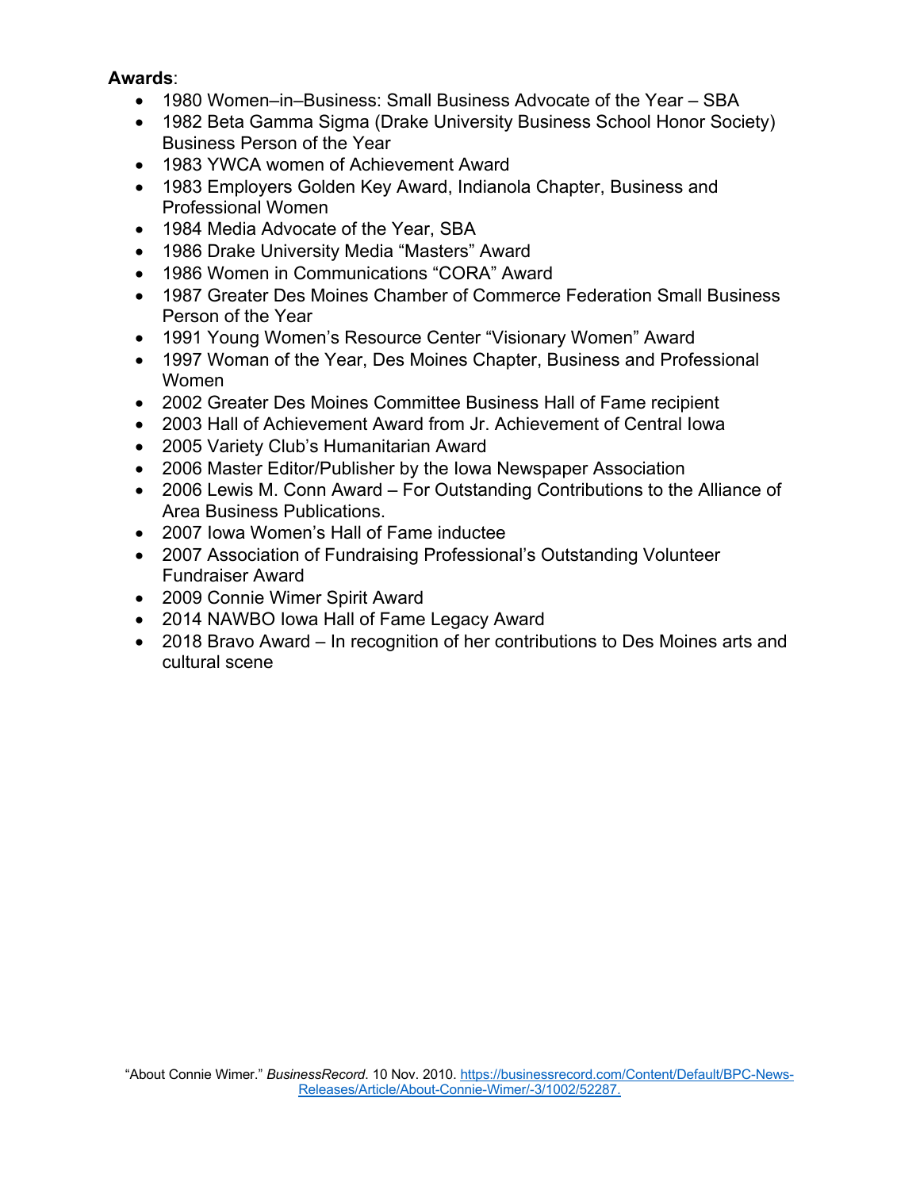**Awards**:

- 1980 Women–in–Business: Small Business Advocate of the Year – SBA
- 1982 Beta Gamma Sigma (Drake University Business School Honor Society) Business Person of the Year
- 1983 YWCA women of Achievement Award
- 1983 Employers Golden Key Award, Indianola Chapter, Business and Professional Women
- 1984 Media Advocate of the Year, SBA
- 1986 Drake University Media "Masters" Award
- 1986 Women in Communications "CORA" Award
- 1987 Greater Des Moines Chamber of Commerce Federation Small Business Person of the Year
- 1991 Young Women's Resource Center "Visionary Women" Award
- 1997 Woman of the Year, Des Moines Chapter, Business and Professional Women
- 2002 Greater Des Moines Committee Business Hall of Fame recipient
- 2003 Hall of Achievement Award from Jr. Achievement of Central Iowa
- 2005 Variety Club's Humanitarian Award
- 2006 Master Editor/Publisher by the Iowa Newspaper Association
- 2006 Lewis M. Conn Award – For Outstanding Contributions to the Alliance of Area Business Publications.
- 2007 Iowa Women's Hall of Fame inductee
- 2007 Association of Fundraising Professional's Outstanding Volunteer Fundraiser Award
- 2009 Connie Wimer Spirit Award
- 2014 NAWBO Iowa Hall of Fame Legacy Award
- 2018 Bravo Award – In recognition of her contributions to Des Moines arts and cultural scene

"About Connie Wimer." *BusinessRecord*. 10 Nov. 2010. https://businessrecord.com/Content/Default/BPC-News-Releases/Article/About-Connie-Wimer/-3/1002/52287.